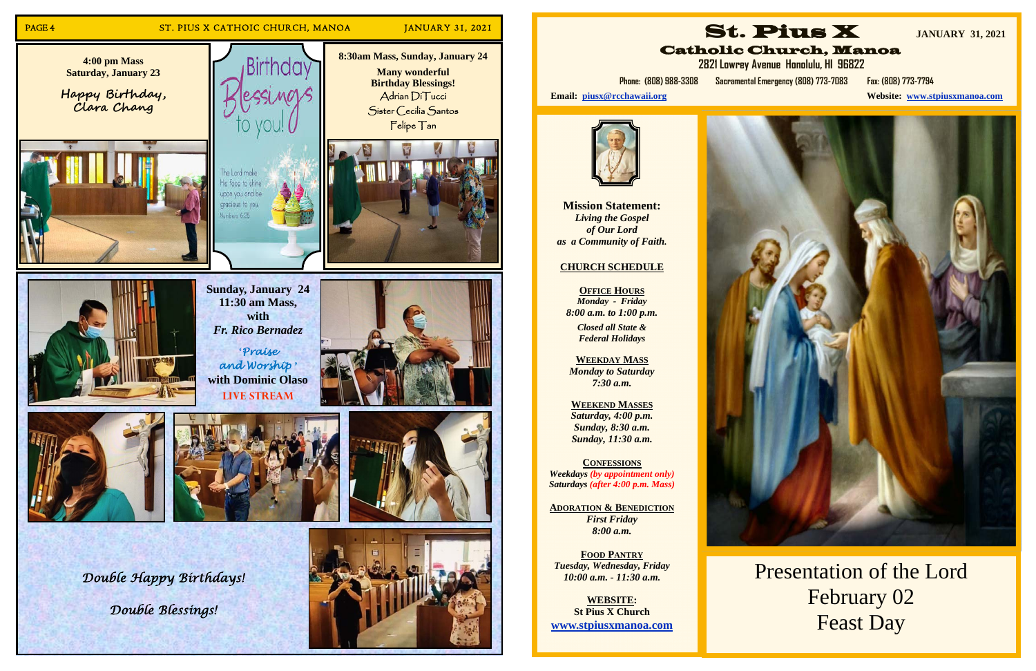**4:00 pm Mass**
**Saturday, January 23**

Happy Birthday, Clara Chang

Birthday Blessings to you!

The Lord make His face to shine upon you and be gracious to you. Numbers 6:25

**8:30am Mass, Sunday, January 24**

**Many wonderful Birthday Blessings!**

Adrian DiTucci

Sister Cecilia Santos

Felipe Tan

**Sunday, January 24**
**11:30 am Mass, with**
***Fr. Rico Bernadez***

'Praise and Worship'
**with Dominic Olaso**
**LIVE STREAM**

*Double Happy Birthdays!*

*Double Blessings!*

# St. Pius X

## Catholic Church, Manoa

**JANUARY 31, 2021**

2821 Lowrey Avenue Honolulu, HI 96822

Phone: (808) 988-3308 Sacramental Emergency (808) 773-7083 Fax: (808) 773-7794

**Email:** piusx@rcchawaii.org

**Website:** www.stpiusxmanoa.com

**Mission Statement:**
*Living the Gospel of Our Lord as a Community of Faith.*

**CHURCH SCHEDULE**

**OFFICE HOURS**
*Monday - Friday*
*8:00 a.m. to 1:00 p.m.*
*Closed all State & Federal Holidays*

**WEEKDAY MASS**
*Monday to Saturday*
*7:30 a.m.*

**WEEKEND MASSES**
*Saturday, 4:00 p.m.*
*Sunday, 8:30 a.m.*
*Sunday, 11:30 a.m.*

**CONFESSIONS**
*Weekdays (by appointment only)*
*Saturdays (after 4:00 p.m. Mass)*

**ADORATION & BENEDICTION**
*First Friday*
*8:00 a.m.*

**FOOD PANTRY**
*Tuesday, Wednesday, Friday*
*10:00 a.m. - 11:30 a.m.*

**WEBSITE:**
**St Pius X Church**
**www.stpiusxmanoa.com**

Presentation of the Lord
February 02
Feast Day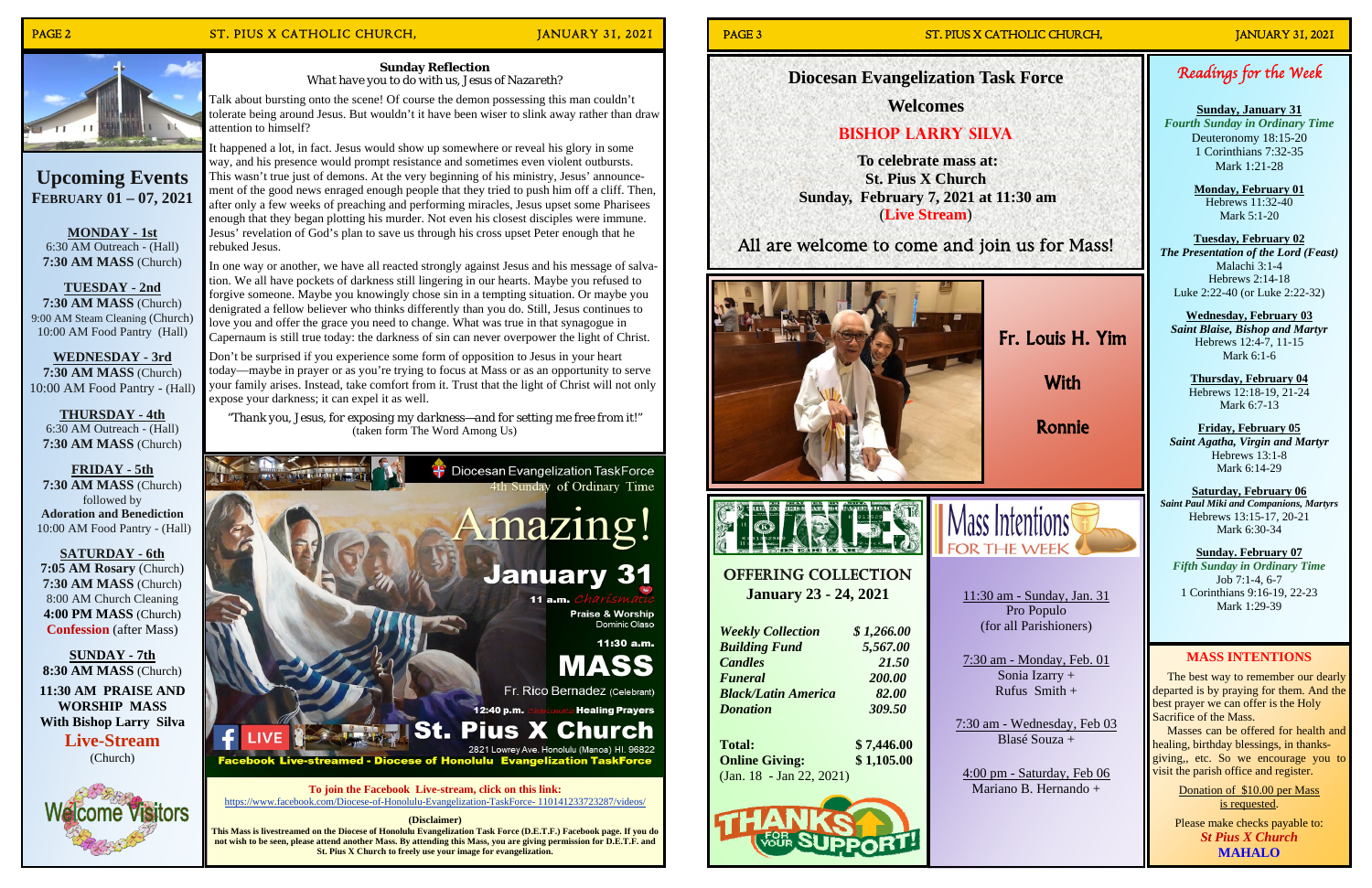## Upcoming Events
**FEBRUARY 01 – 07, 2021**

**MONDAY - 1st**
6:30 AM Outreach - (Hall)
**7:30 AM MASS** (Church)

**TUESDAY - 2nd**
**7:30 AM MASS** (Church)
9:00 AM Steam Cleaning (Church)
10:00 AM Food Pantry (Hall)

**WEDNESDAY - 3rd**
**7:30 AM MASS** (Church)
10:00 AM Food Pantry - (Hall)

**THURSDAY - 4th**
6:30 AM Outreach - (Hall)
**7:30 AM MASS** (Church)

**FRIDAY - 5th**
**7:30 AM MASS** (Church)
followed by
**Adoration and Benediction**
10:00 AM Food Pantry - (Hall)

**SATURDAY - 6th**
**7:05 AM Rosary** (Church)
**7:30 AM MASS** (Church)
8:00 AM Church Cleaning
**4:00 PM MASS** (Church)
**Confession** (after Mass)

**SUNDAY - 7th**
**8:30 AM MASS** (Church)
**11:30 AM PRAISE AND WORSHIP MASS**
**With Bishop Larry Silva**
**Live-Stream**
(Church)

Welcome Visitors

### Sunday Reflection
What have you to do with us, Jesus of Nazareth?

Talk about bursting onto the scene! Of course the demon possessing this man couldn't tolerate being around Jesus. But wouldn't it have been wiser to slink away rather than draw attention to himself?

It happened a lot, in fact. Jesus would show up somewhere or reveal his glory in some way, and his presence would prompt resistance and sometimes even violent outbursts. This wasn't true just of demons. At the very beginning of his ministry, Jesus' announcement of the good news enraged enough people that they tried to push him off a cliff. Then, after only a few weeks of preaching and performing miracles, Jesus upset some Pharisees enough that they began plotting his murder. Not even his closest disciples were immune. Jesus' revelation of God's plan to save us through his cross upset Peter enough that he rebuked Jesus.

In one way or another, we have all reacted strongly against Jesus and his message of salvation. We all have pockets of darkness still lingering in our hearts. Maybe you refused to forgive someone. Maybe you knowingly chose sin in a tempting situation. Or maybe you denigrated a fellow believer who thinks differently than you do. Still, Jesus continues to love you and offer the grace you need to change. What was true in that synagogue in Capernaum is still true today: the darkness of sin can never overpower the light of Christ.

Don't be surprised if you experience some form of opposition to Jesus in your heart today—maybe in prayer or as you're trying to focus at Mass or as an opportunity to serve your family arises. Instead, take comfort from it. Trust that the light of Christ will not only expose your darkness; it can expel it as well.

*"Thank you, Jesus, for exposing my darkness—and for setting me free from it!"*
(taken form The Word Among Us)

Diocesan Evangelization TaskForce
4th Sunday of Ordinary Time
Amazing!
January 31
11 a.m. Charismatic Praise & Worship
Dominic Olaso
11:30 a.m.
MASS
Fr. Rico Bernadez (Celebrant)
12:40 p.m. Charismatic Healing Prayers
LIVE
St. Pius X Church
2821 Lowrey Ave. Honolulu (Manoa) HI. 96822
Facebook Live-streamed - Diocese of Honolulu Evangelization TaskForce

**To join the Facebook Live-stream, click on this link:**
https://www.facebook.com/Diocese-of-Honolulu-Evangelization-TaskForce- 110141233723287/videos/

**(Disclaimer)**
**This Mass is livestreamed on the Diocese of Honolulu Evangelization Task Force (D.E.T.F.) Facebook page. If you do not wish to be seen, please attend another Mass. By attending this Mass, you are giving permission for D.E.T.F. and St. Pius X Church to freely use your image for evangelization.**

## Diocesan Evangelization Task Force Welcomes BISHOP LARRY SILVA

**To celebrate mass at:**
**St. Pius X Church**
**Sunday, February 7, 2021 at 11:30 am**
**(Live Stream)**

All are welcome to come and join us for Mass!

Fr. Louis H. Yim With Ronnie

## FINANCES

### OFFERING COLLECTION
**January 23 - 24, 2021**

| | |
|---|---|
| *Weekly Collection* | *$ 1,266.00* |
| *Building Fund* | *5,567.00* |
| *Candles* | *21.50* |
| *Funeral* | *200.00* |
| *Black/Latin America* | *82.00* |
| *Donation* | *309.50* |
| **Total:** | **$ 7,446.00** |
| **Online Giving:** | **$ 1,105.00** |

(Jan. 18 - Jan 22, 2021)

THANKS FOR YOUR SUPPORT!

## Mass Intentions FOR THE WEEK

11:30 am - Sunday, Jan. 31
Pro Populo
(for all Parishioners)

7:30 am - Monday, Feb. 01
Sonia Izarry +
Rufus Smith +

7:30 am - Wednesday, Feb 03
Blasé Souza +

4:00 pm - Saturday, Feb 06
Mariano B. Hernando +

## Readings for the Week

**Sunday, January 31**
***Fourth Sunday in Ordinary Time***
Deuteronomy 18:15-20
1 Corinthians 7:32-35
Mark 1:21-28

**Monday, February 01**
Hebrews 11:32-40
Mark 5:1-20

**Tuesday, February 02**
***The Presentation of the Lord (Feast)***
Malachi 3:1-4
Hebrews 2:14-18
Luke 2:22-40 (or Luke 2:22-32)

**Wednesday, February 03**
***Saint Blaise, Bishop and Martyr***
Hebrews 12:4-7, 11-15
Mark 6:1-6

**Thursday, February 04**
Hebrews 12:18-19, 21-24
Mark 6:7-13

**Friday, February 05**
***Saint Agatha, Virgin and Martyr***
Hebrews 13:1-8
Mark 6:14-29

**Saturday, February 06**
***Saint Paul Miki and Companions, Martyrs***
Hebrews 13:15-17, 20-21
Mark 6:30-34

**Sunday, February 07**
***Fifth Sunday in Ordinary Time***
Job 7:1-4, 6-7
1 Corinthians 9:16-19, 22-23
Mark 1:29-39

## MASS INTENTIONS

The best way to remember our dearly departed is by praying for them. And the best prayer we can offer is the Holy Sacrifice of the Mass.

Masses can be offered for health and healing, birthday blessings, in thanksgiving,, etc. So we encourage you to visit the parish office and register.

Donation of $10.00 per Mass is requested.

Please make checks payable to:
***St Pius X Church***
**MAHALO**